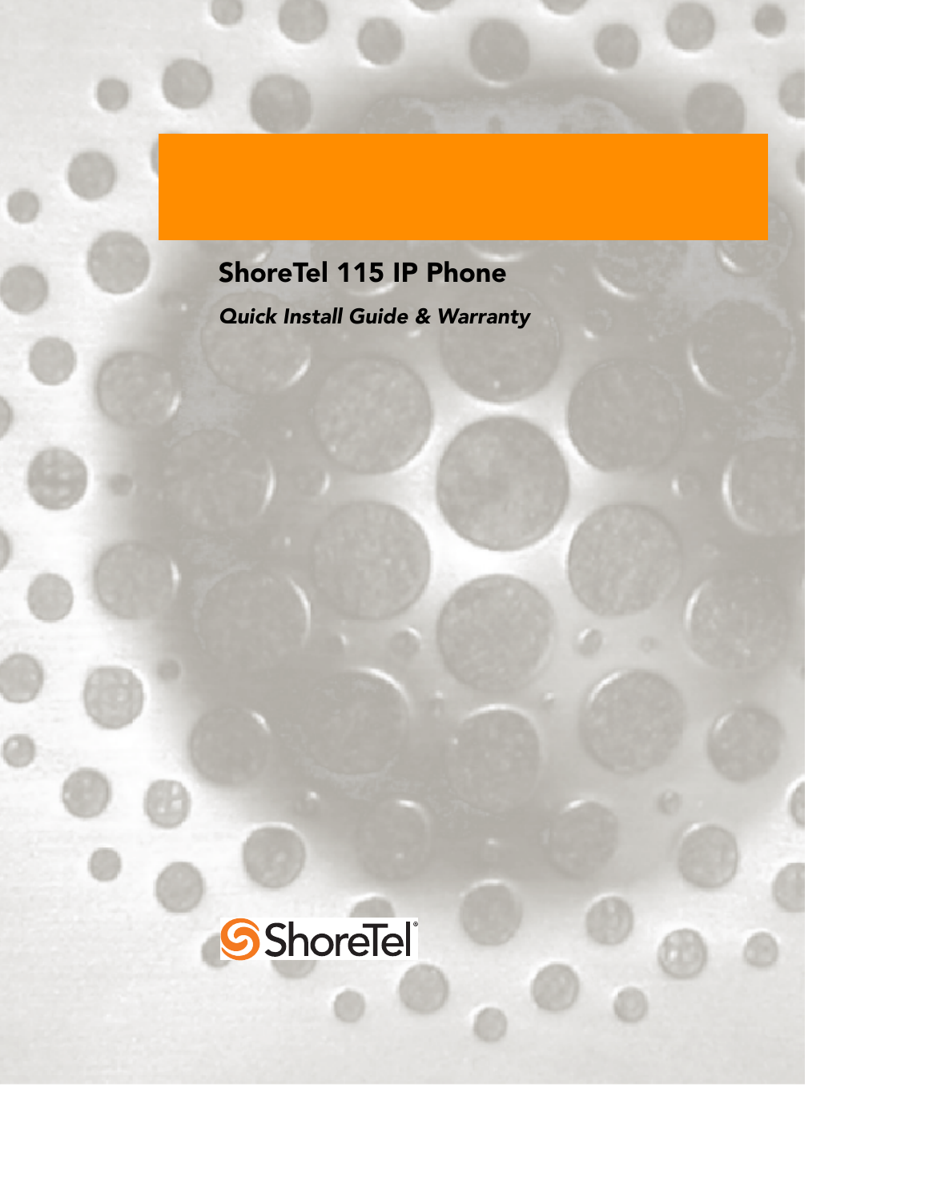# ShoreTel 115 IP Phone

*Quick Install Guide & Warranty*

ShoreTel®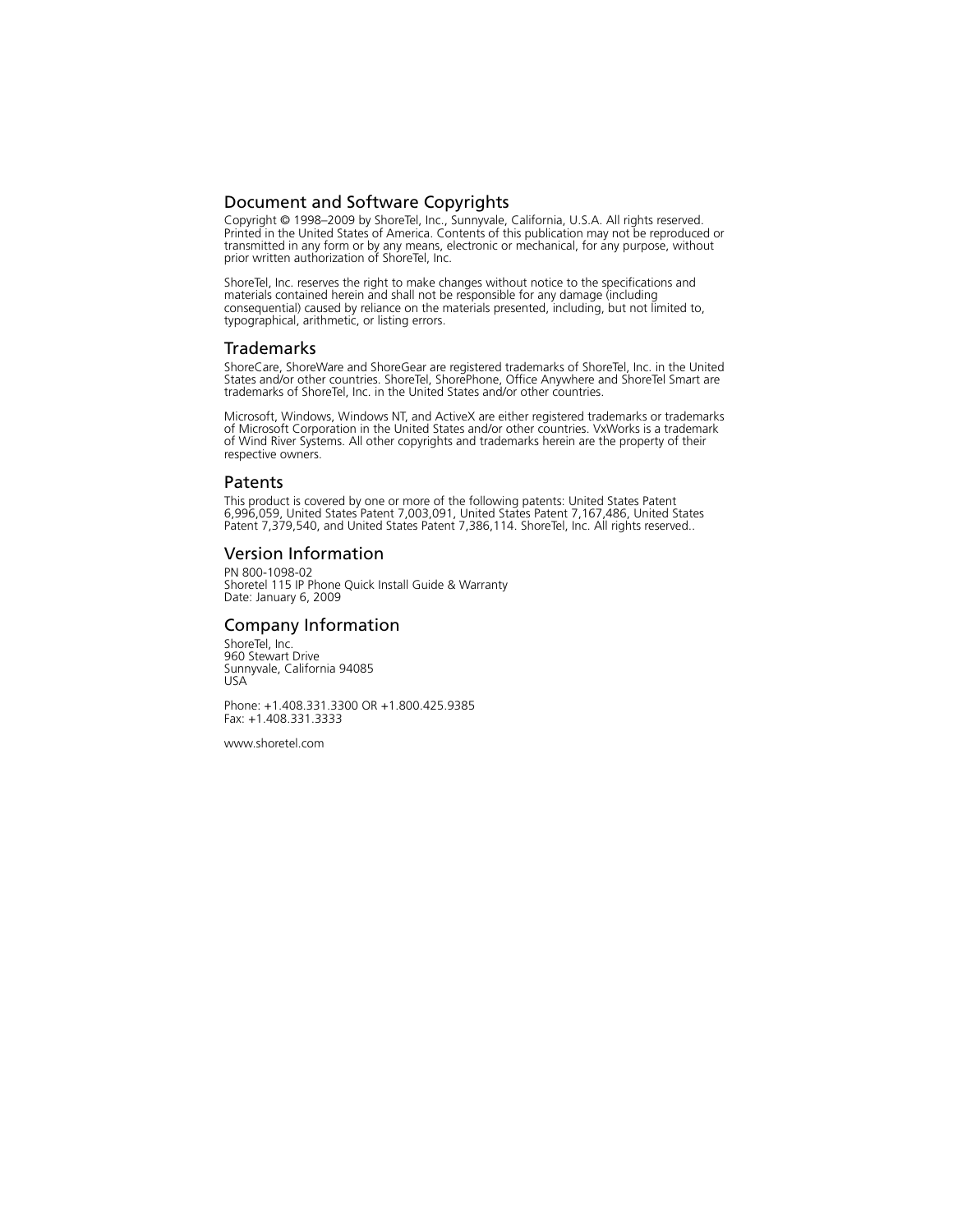## Document and Software Copyrights

Copyright © 1998–2009 by ShoreTel, Inc., Sunnyvale, California, U.S.A. All rights reserved. Printed in the United States of America. Contents of this publication may not be reproduced or transmitted in any form or by any means, electronic or mechanical, for any purpose, without prior written authorization of ShoreTel, Inc.

ShoreTel, Inc. reserves the right to make changes without notice to the specifications and materials contained herein and shall not be responsible for any damage (including consequential) caused by reliance on the materials presented, including, but not limited to, typographical, arithmetic, or listing errors.

## Trademarks

ShoreCare, ShoreWare and ShoreGear are registered trademarks of ShoreTel, Inc. in the United States and/or other countries. ShoreTel, ShorePhone, Office Anywhere and ShoreTel Smart are trademarks of ShoreTel, Inc. in the United States and/or other countries.

Microsoft, Windows, Windows NT, and ActiveX are either registered trademarks or trademarks of Microsoft Corporation in the United States and/or other countries. VxWorks is a trademark of Wind River Systems. All other copyrights and trademarks herein are the property of their respective owners.

## Patents

This product is covered by one or more of the following patents: United States Patent 6,996,059, United States Patent 7,003,091, United States Patent 7,167,486, United States Patent 7,379,540, and United States Patent 7,386,114. ShoreTel, Inc. All rights reserved..

## Version Information

PN 800-1098-02
Shoretel 115 IP Phone Quick Install Guide & Warranty
Date: January 6, 2009

## Company Information

ShoreTel, Inc.
960 Stewart Drive
Sunnyvale, California 94085
USA

Phone: +1.408.331.3300 OR +1.800.425.9385
Fax: +1.408.331.3333

www.shoretel.com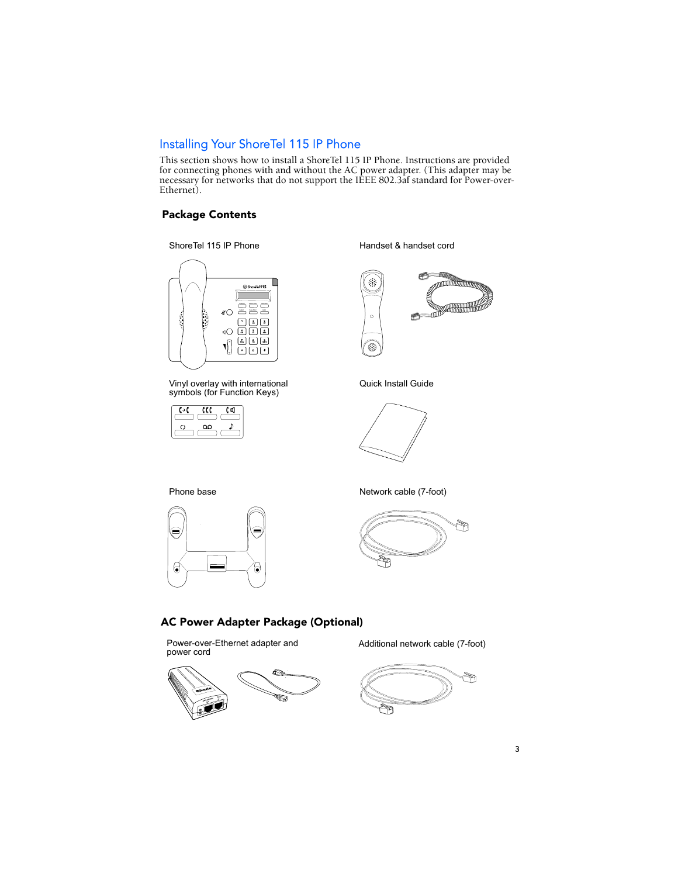## Installing Your ShoreTel 115 IP Phone

This section shows how to install a ShoreTel 115 IP Phone. Instructions are provided for connecting phones with and without the AC power adapter. (This adapter may be necessary for networks that do not support the IEEE 802.3af standard for Power-over-Ethernet).

### Package Contents

ShoreTel 115 IP Phone

Handset & handset cord

Vinyl overlay with international symbols (for Function Keys)

Quick Install Guide

Phone base

Network cable (7-foot)

### AC Power Adapter Package (Optional)

Power-over-Ethernet adapter and power cord

Additional network cable (7-foot)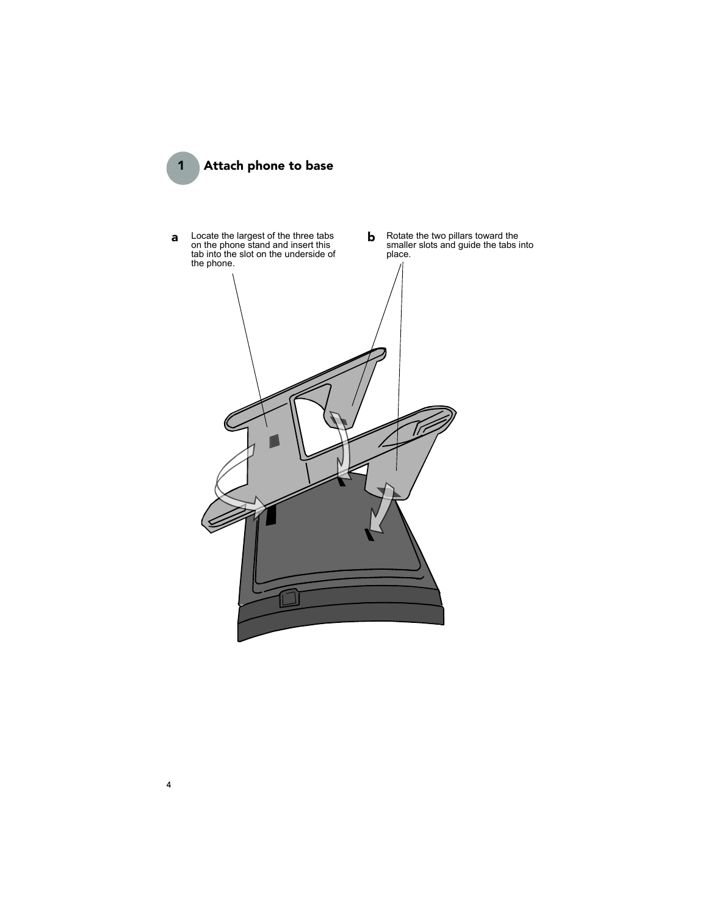## 1 Attach phone to base

**a** Locate the largest of the three tabs on the phone stand and insert this tab into the slot on the underside of the phone.

**b** Rotate the two pillars toward the smaller slots and guide the tabs into place.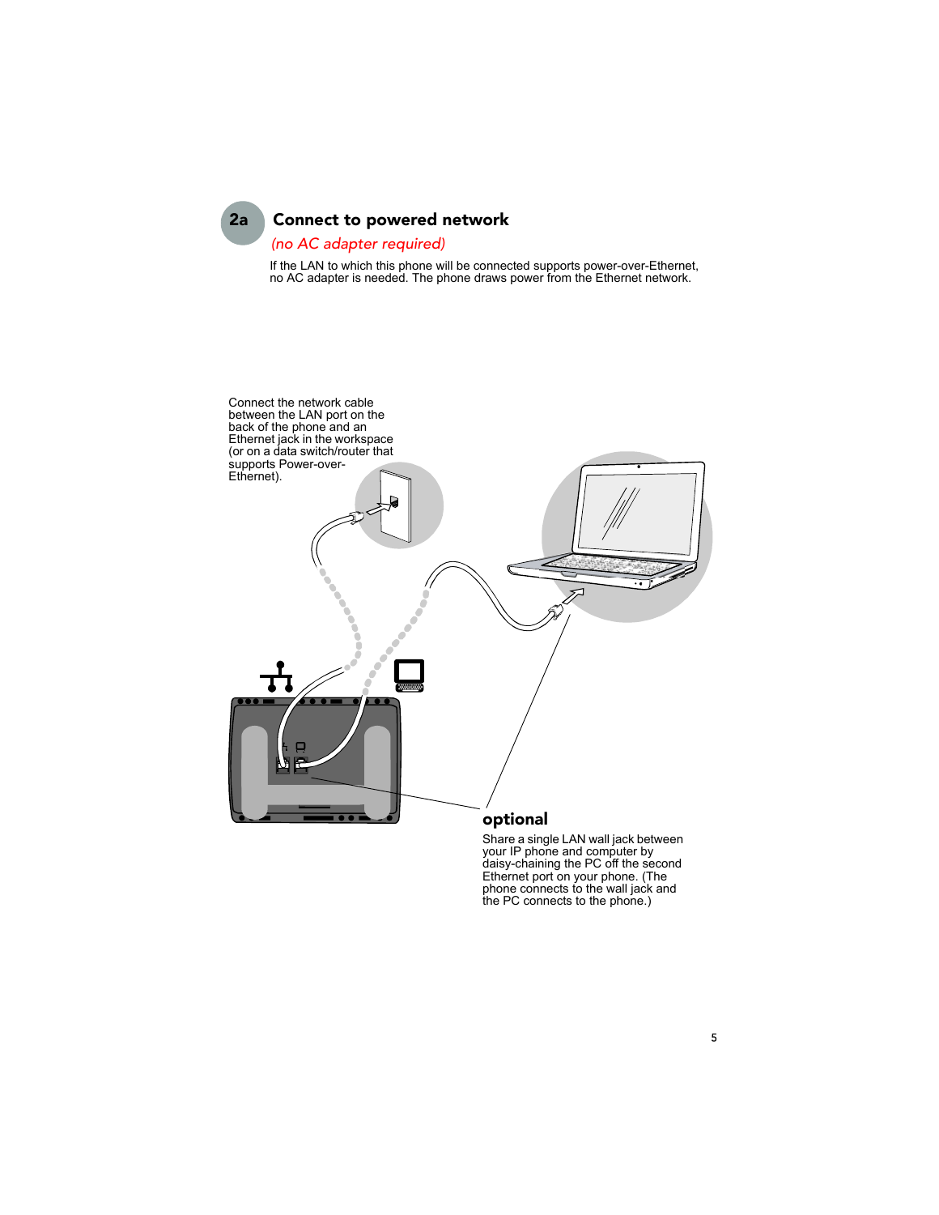## 2a Connect to powered network

*(no AC adapter required)*

If the LAN to which this phone will be connected supports power-over-Ethernet, no AC adapter is needed. The phone draws power from the Ethernet network.

Connect the network cable between the LAN port on the back of the phone and an Ethernet jack in the workspace (or on a data switch/router that supports Power-over-Ethernet).

**optional**

Share a single LAN wall jack between your IP phone and computer by daisy-chaining the PC off the second Ethernet port on your phone. (The phone connects to the wall jack and the PC connects to the phone.)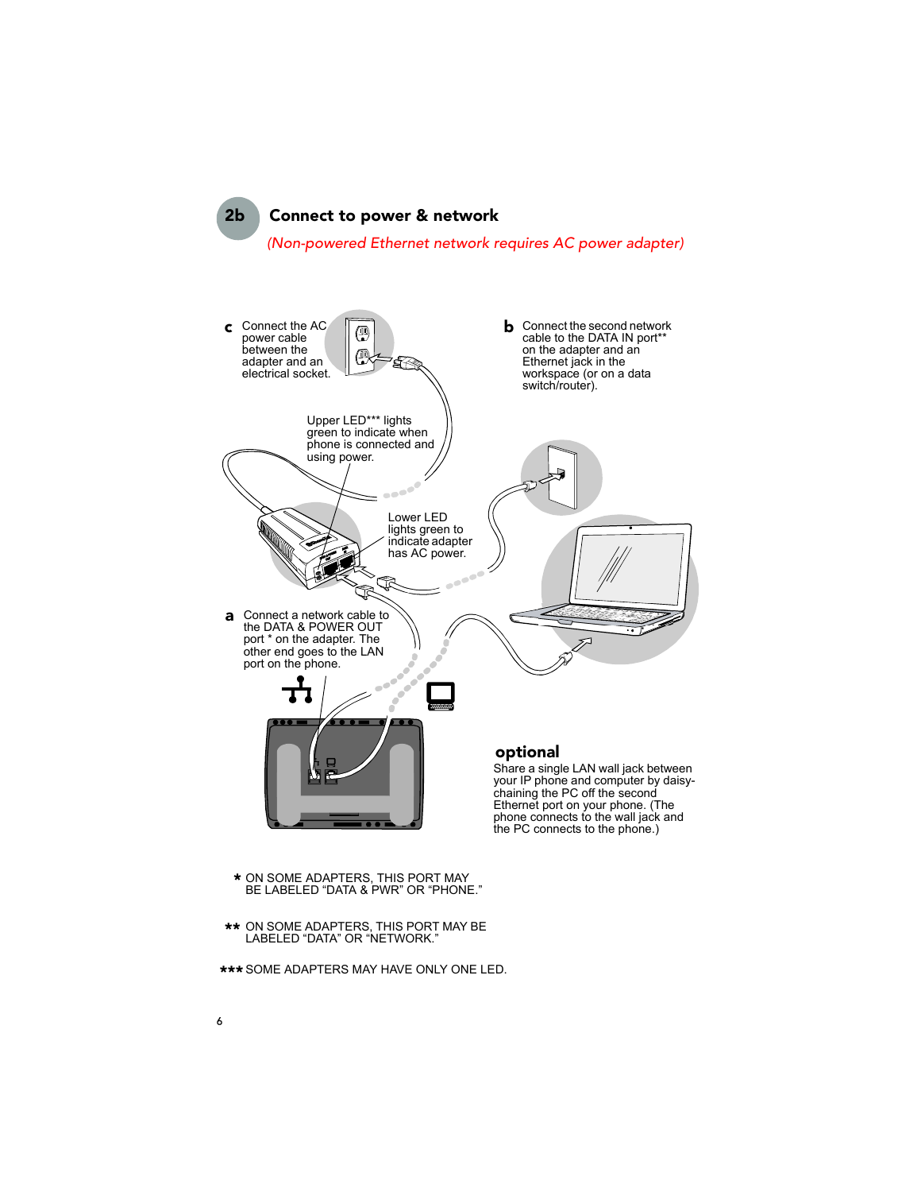## 2b Connect to power & network

*(Non-powered Ethernet network requires AC power adapter)*

**c** Connect the AC power cable between the adapter and an electrical socket.

**b** Connect the second network cable to the DATA IN port** on the adapter and an Ethernet jack in the workspace (or on a data switch/router).

Upper LED*** lights green to indicate when phone is connected and using power.

Lower LED lights green to indicate adapter has AC power.

**a** Connect a network cable to the DATA & POWER OUT port * on the adapter. The other end goes to the LAN port on the phone.

**optional**

Share a single LAN wall jack between your IP phone and computer by daisy-chaining the PC off the second Ethernet port on your phone. (The phone connects to the wall jack and the PC connects to the phone.)

\* ON SOME ADAPTERS, THIS PORT MAY BE LABELED "DATA & PWR" OR "PHONE."

** ON SOME ADAPTERS, THIS PORT MAY BE LABELED "DATA" OR "NETWORK."

*** SOME ADAPTERS MAY HAVE ONLY ONE LED.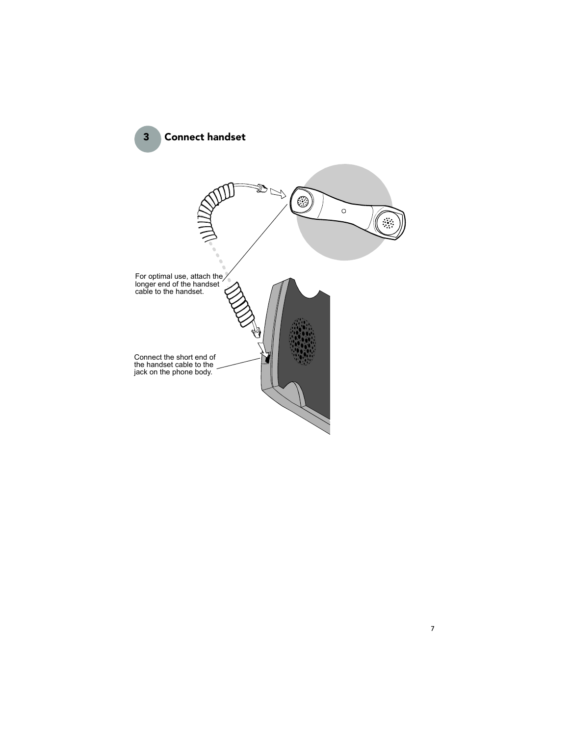## 3 Connect handset

For optimal use, attach the longer end of the handset cable to the handset.

Connect the short end of the handset cable to the jack on the phone body.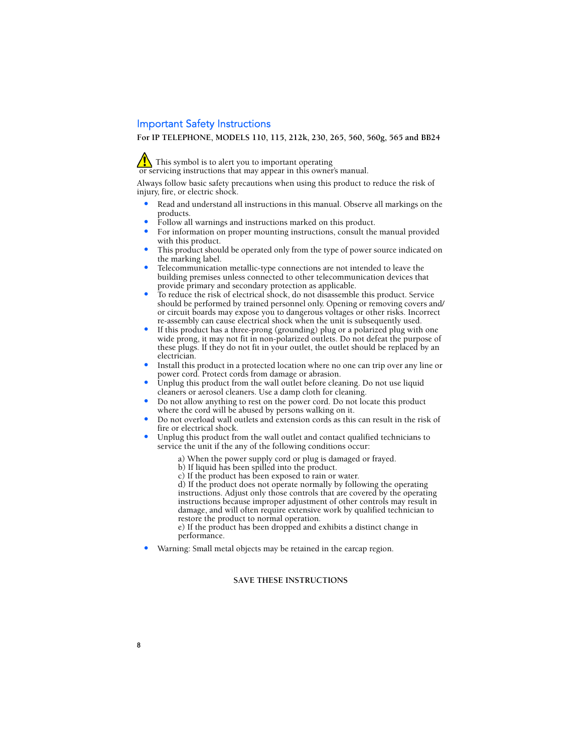## Important Safety Instructions

**For IP TELEPHONE, MODELS 110, 115, 212k, 230, 265, 560, 560g, 565 and BB24**

⚠ This symbol is to alert you to important operating or servicing instructions that may appear in this owner's manual.

Always follow basic safety precautions when using this product to reduce the risk of injury, fire, or electric shock.

- Read and understand all instructions in this manual. Observe all markings on the products.
- Follow all warnings and instructions marked on this product.
- For information on proper mounting instructions, consult the manual provided with this product.
- This product should be operated only from the type of power source indicated on the marking label.
- Telecommunication metallic-type connections are not intended to leave the building premises unless connected to other telecommunication devices that provide primary and secondary protection as applicable.
- To reduce the risk of electrical shock, do not disassemble this product. Service should be performed by trained personnel only. Opening or removing covers and/or circuit boards may expose you to dangerous voltages or other risks. Incorrect re-assembly can cause electrical shock when the unit is subsequently used.
- If this product has a three-prong (grounding) plug or a polarized plug with one wide prong, it may not fit in non-polarized outlets. Do not defeat the purpose of these plugs. If they do not fit in your outlet, the outlet should be replaced by an electrician.
- Install this product in a protected location where no one can trip over any line or power cord. Protect cords from damage or abrasion.
- Unplug this product from the wall outlet before cleaning. Do not use liquid cleaners or aerosol cleaners. Use a damp cloth for cleaning.
- Do not allow anything to rest on the power cord. Do not locate this product where the cord will be abused by persons walking on it.
- Do not overload wall outlets and extension cords as this can result in the risk of fire or electrical shock.
- Unplug this product from the wall outlet and contact qualified technicians to service the unit if the any of the following conditions occur:

  a) When the power supply cord or plug is damaged or frayed.
  b) If liquid has been spilled into the product.
  c) If the product has been exposed to rain or water.
  d) If the product does not operate normally by following the operating instructions. Adjust only those controls that are covered by the operating instructions because improper adjustment of other controls may result in damage, and will often require extensive work by qualified technician to restore the product to normal operation.
  e) If the product has been dropped and exhibits a distinct change in performance.

- Warning: Small metal objects may be retained in the earcap region.

**SAVE THESE INSTRUCTIONS**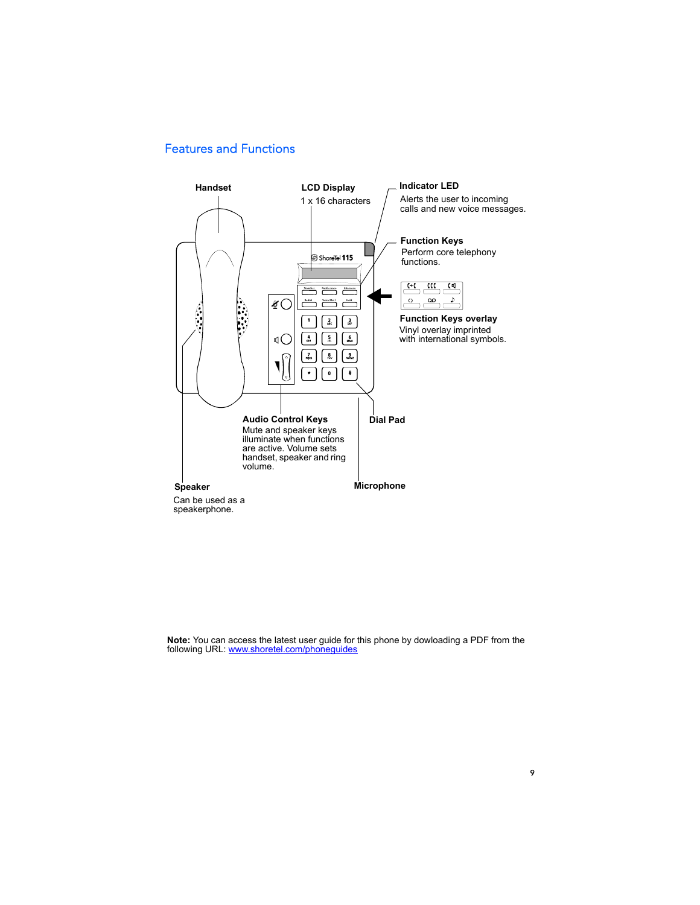## Features and Functions

**Handset**

**LCD Display**
1 x 16 characters

**Indicator LED**
Alerts the user to incoming calls and new voice messages.

**Function Keys**
Perform core telephony functions.

**Function Keys overlay**
Vinyl overlay imprinted with international symbols.

**Audio Control Keys**
Mute and speaker keys illuminate when functions are active. Volume sets handset, speaker and ring volume.

**Dial Pad**

**Speaker**
Can be used as a speakerphone.

**Microphone**

**Note:** You can access the latest user guide for this phone by dowloading a PDF from the following URL: www.shoretel.com/phoneguides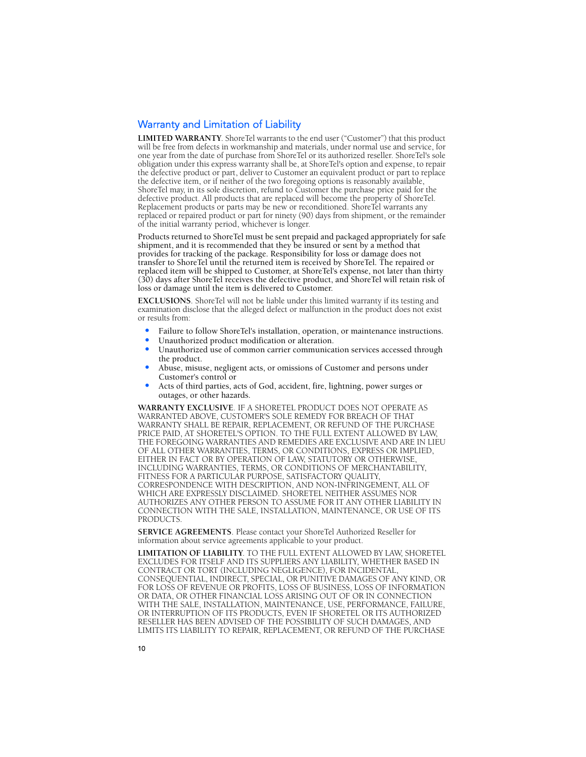## Warranty and Limitation of Liability

**LIMITED WARRANTY**. ShoreTel warrants to the end user ("Customer") that this product will be free from defects in workmanship and materials, under normal use and service, for one year from the date of purchase from ShoreTel or its authorized reseller. ShoreTel's sole obligation under this express warranty shall be, at ShoreTel's option and expense, to repair the defective product or part, deliver to Customer an equivalent product or part to replace the defective item, or if neither of the two foregoing options is reasonably available, ShoreTel may, in its sole discretion, refund to Customer the purchase price paid for the defective product. All products that are replaced will become the property of ShoreTel. Replacement products or parts may be new or reconditioned. ShoreTel warrants any replaced or repaired product or part for ninety (90) days from shipment, or the remainder of the initial warranty period, whichever is longer.

Products returned to ShoreTel must be sent prepaid and packaged appropriately for safe shipment, and it is recommended that they be insured or sent by a method that provides for tracking of the package. Responsibility for loss or damage does not transfer to ShoreTel until the returned item is received by ShoreTel. The repaired or replaced item will be shipped to Customer, at ShoreTel's expense, not later than thirty (30) days after ShoreTel receives the defective product, and ShoreTel will retain risk of loss or damage until the item is delivered to Customer.

**EXCLUSIONS**. ShoreTel will not be liable under this limited warranty if its testing and examination disclose that the alleged defect or malfunction in the product does not exist or results from:

- Failure to follow ShoreTel's installation, operation, or maintenance instructions.
- Unauthorized product modification or alteration.
- Unauthorized use of common carrier communication services accessed through the product.
- Abuse, misuse, negligent acts, or omissions of Customer and persons under Customer's control or
- Acts of third parties, acts of God, accident, fire, lightning, power surges or outages, or other hazards.

**WARRANTY EXCLUSIVE**. IF A SHORETEL PRODUCT DOES NOT OPERATE AS WARRANTED ABOVE, CUSTOMER'S SOLE REMEDY FOR BREACH OF THAT WARRANTY SHALL BE REPAIR, REPLACEMENT, OR REFUND OF THE PURCHASE PRICE PAID, AT SHORETEL'S OPTION. TO THE FULL EXTENT ALLOWED BY LAW, THE FOREGOING WARRANTIES AND REMEDIES ARE EXCLUSIVE AND ARE IN LIEU OF ALL OTHER WARRANTIES, TERMS, OR CONDITIONS, EXPRESS OR IMPLIED, EITHER IN FACT OR BY OPERATION OF LAW, STATUTORY OR OTHERWISE, INCLUDING WARRANTIES, TERMS, OR CONDITIONS OF MERCHANTABILITY, FITNESS FOR A PARTICULAR PURPOSE, SATISFACTORY QUALITY, CORRESPONDENCE WITH DESCRIPTION, AND NON-INFRINGEMENT, ALL OF WHICH ARE EXPRESSLY DISCLAIMED. SHORETEL NEITHER ASSUMES NOR AUTHORIZES ANY OTHER PERSON TO ASSUME FOR IT ANY OTHER LIABILITY IN CONNECTION WITH THE SALE, INSTALLATION, MAINTENANCE, OR USE OF ITS PRODUCTS.

**SERVICE AGREEMENTS**. Please contact your ShoreTel Authorized Reseller for information about service agreements applicable to your product.

**LIMITATION OF LIABILITY**. TO THE FULL EXTENT ALLOWED BY LAW, SHORETEL EXCLUDES FOR ITSELF AND ITS SUPPLIERS ANY LIABILITY, WHETHER BASED IN CONTRACT OR TORT (INCLUDING NEGLIGENCE), FOR INCIDENTAL, CONSEQUENTIAL, INDIRECT, SPECIAL, OR PUNITIVE DAMAGES OF ANY KIND, OR FOR LOSS OF REVENUE OR PROFITS, LOSS OF BUSINESS, LOSS OF INFORMATION OR DATA, OR OTHER FINANCIAL LOSS ARISING OUT OF OR IN CONNECTION WITH THE SALE, INSTALLATION, MAINTENANCE, USE, PERFORMANCE, FAILURE, OR INTERRUPTION OF ITS PRODUCTS, EVEN IF SHORETEL OR ITS AUTHORIZED RESELLER HAS BEEN ADVISED OF THE POSSIBILITY OF SUCH DAMAGES, AND LIMITS ITS LIABILITY TO REPAIR, REPLACEMENT, OR REFUND OF THE PURCHASE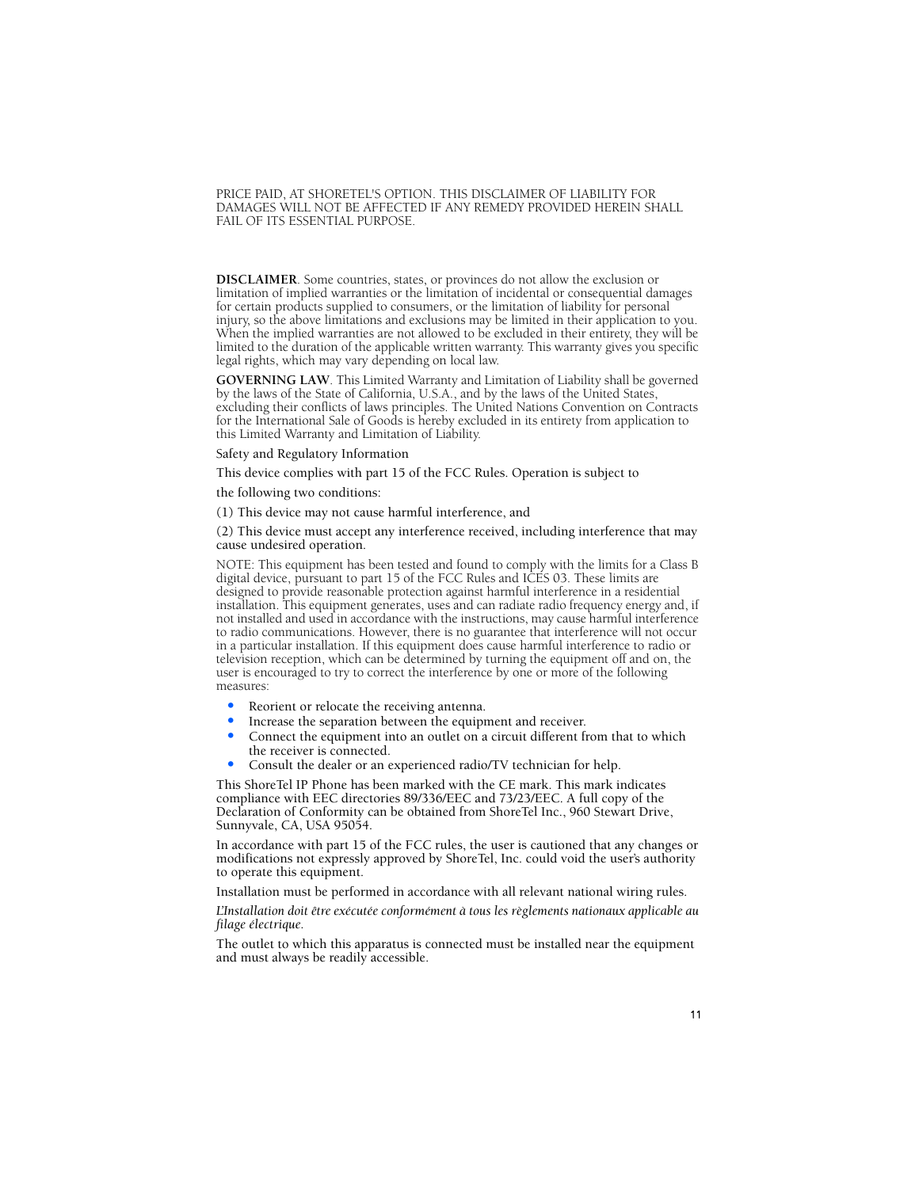PRICE PAID, AT SHORETEL'S OPTION. THIS DISCLAIMER OF LIABILITY FOR DAMAGES WILL NOT BE AFFECTED IF ANY REMEDY PROVIDED HEREIN SHALL FAIL OF ITS ESSENTIAL PURPOSE.

**DISCLAIMER**. Some countries, states, or provinces do not allow the exclusion or limitation of implied warranties or the limitation of incidental or consequential damages for certain products supplied to consumers, or the limitation of liability for personal injury, so the above limitations and exclusions may be limited in their application to you. When the implied warranties are not allowed to be excluded in their entirety, they will be limited to the duration of the applicable written warranty. This warranty gives you specific legal rights, which may vary depending on local law.

**GOVERNING LAW**. This Limited Warranty and Limitation of Liability shall be governed by the laws of the State of California, U.S.A., and by the laws of the United States, excluding their conflicts of laws principles. The United Nations Convention on Contracts for the International Sale of Goods is hereby excluded in its entirety from application to this Limited Warranty and Limitation of Liability.

Safety and Regulatory Information

This device complies with part 15 of the FCC Rules. Operation is subject to

the following two conditions:

(1) This device may not cause harmful interference, and

(2) This device must accept any interference received, including interference that may cause undesired operation.

NOTE: This equipment has been tested and found to comply with the limits for a Class B digital device, pursuant to part 15 of the FCC Rules and ICES 03. These limits are designed to provide reasonable protection against harmful interference in a residential installation. This equipment generates, uses and can radiate radio frequency energy and, if not installed and used in accordance with the instructions, may cause harmful interference to radio communications. However, there is no guarantee that interference will not occur in a particular installation. If this equipment does cause harmful interference to radio or television reception, which can be determined by turning the equipment off and on, the user is encouraged to try to correct the interference by one or more of the following measures:

- Reorient or relocate the receiving antenna.
- Increase the separation between the equipment and receiver.
- Connect the equipment into an outlet on a circuit different from that to which the receiver is connected.
- Consult the dealer or an experienced radio/TV technician for help.

This ShoreTel IP Phone has been marked with the CE mark. This mark indicates compliance with EEC directories 89/336/EEC and 73/23/EEC. A full copy of the Declaration of Conformity can be obtained from ShoreTel Inc., 960 Stewart Drive, Sunnyvale, CA, USA 95054.

In accordance with part 15 of the FCC rules, the user is cautioned that any changes or modifications not expressly approved by ShoreTel, Inc. could void the user's authority to operate this equipment.

Installation must be performed in accordance with all relevant national wiring rules.

*L'Installation doit être exécutée conformément à tous les règlements nationaux applicable au filage électrique.*

The outlet to which this apparatus is connected must be installed near the equipment and must always be readily accessible.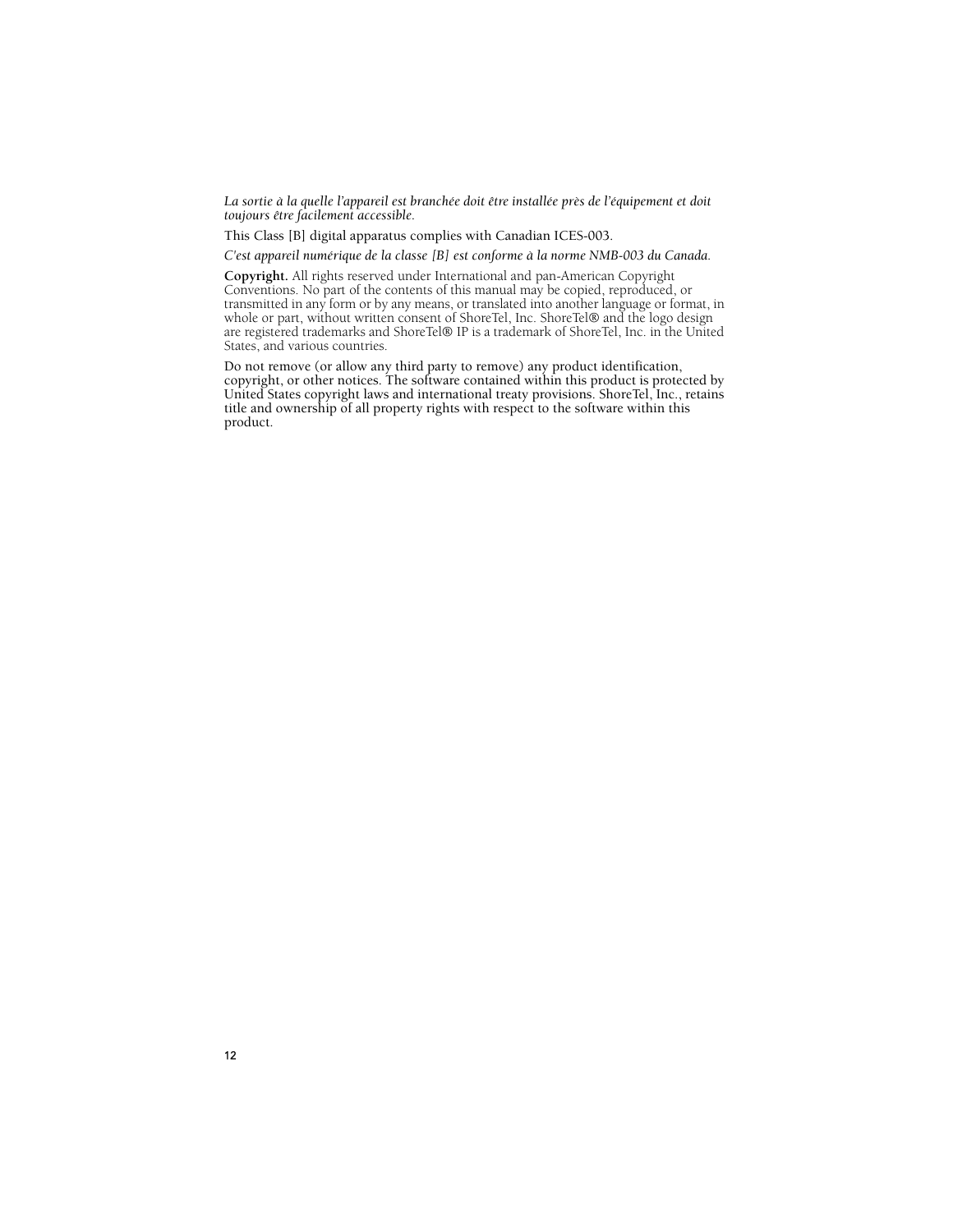*La sortie à la quelle l'appareil est branchée doit être installée près de l'équipement et doit toujours être facilement accessible.*

This Class [B] digital apparatus complies with Canadian ICES-003.

*C'est appareil numérique de la classe [B] est conforme à la norme NMB-003 du Canada.*

**Copyright.** All rights reserved under International and pan-American Copyright Conventions. No part of the contents of this manual may be copied, reproduced, or transmitted in any form or by any means, or translated into another language or format, in whole or part, without written consent of ShoreTel, Inc. ShoreTel® and the logo design are registered trademarks and ShoreTel® IP is a trademark of ShoreTel, Inc. in the United States, and various countries.

Do not remove (or allow any third party to remove) any product identification, copyright, or other notices. The software contained within this product is protected by United States copyright laws and international treaty provisions. ShoreTel, Inc., retains title and ownership of all property rights with respect to the software within this product.